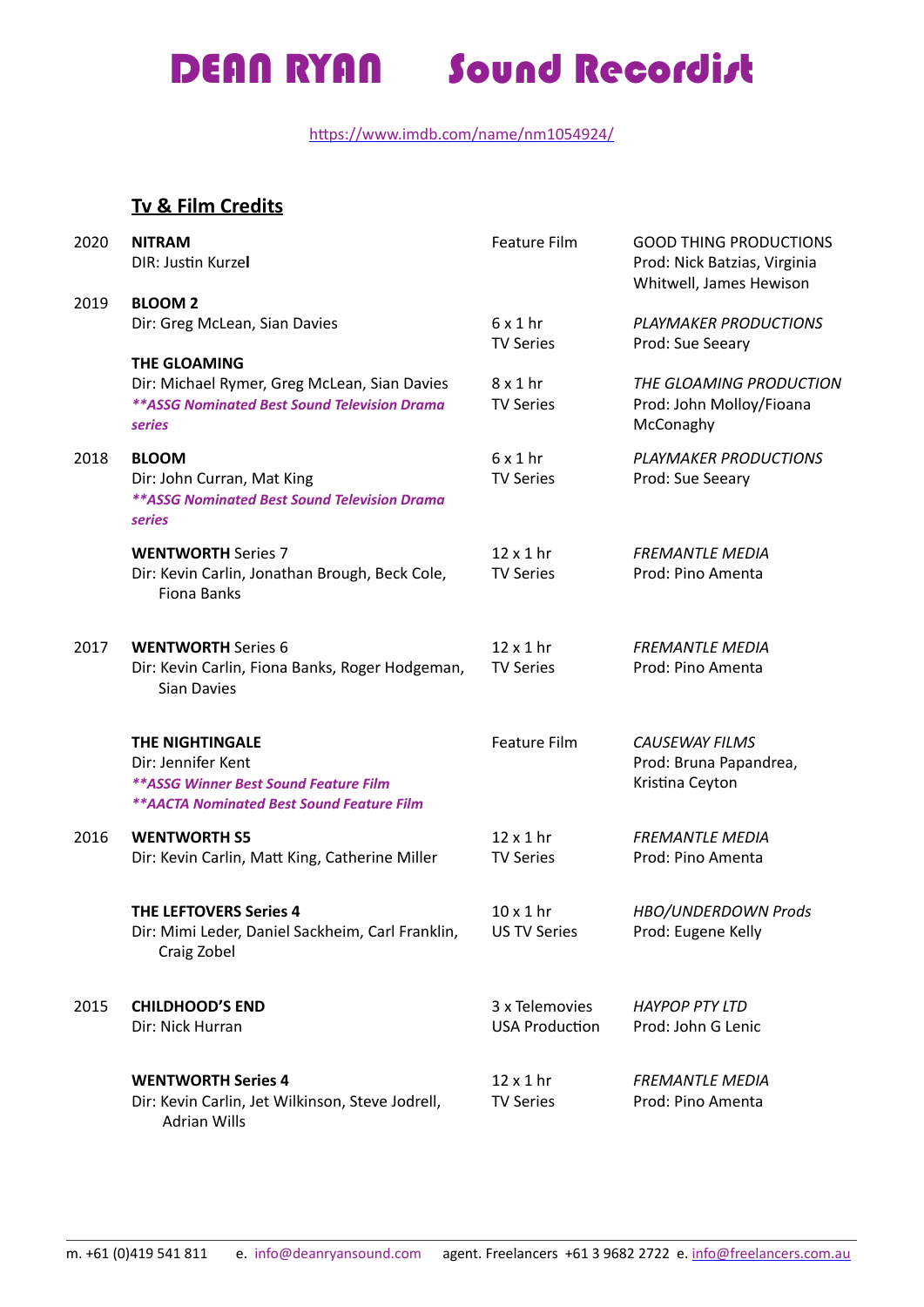# DEAN RYAN Sound Recordist

https://www.imdb.com/name/nm1054924/

## Tv & Film Credits

| Year | Title | Type | Production |
|---|---|---|---|
| 2020 | **NITRAM**<br>DIR: Justin Kurzel | Feature Film | GOOD THING PRODUCTIONS<br>Prod: Nick Batzias, Virginia Whitwell, James Hewison |
| 2019 | **BLOOM 2**<br>Dir: Greg McLean, Sian Davies | 6 x 1 hr<br>TV Series | *PLAYMAKER PRODUCTIONS*<br>Prod: Sue Seeary |
| | **THE GLOAMING**<br>Dir: Michael Rymer, Greg McLean, Sian Davies<br>***\*\*ASSG Nominated Best Sound Television Drama series*** | 8 x 1 hr<br>TV Series | *THE GLOAMING PRODUCTION*<br>Prod: John Molloy/Fioana McConaghy |
| 2018 | **BLOOM**<br>Dir: John Curran, Mat King<br>***\*\*ASSG Nominated Best Sound Television Drama series*** | 6 x 1 hr<br>TV Series | *PLAYMAKER PRODUCTIONS*<br>Prod: Sue Seeary |
| | **WENTWORTH** Series 7<br>Dir: Kevin Carlin, Jonathan Brough, Beck Cole, Fiona Banks | 12 x 1 hr<br>TV Series | *FREMANTLE MEDIA*<br>Prod: Pino Amenta |
| 2017 | **WENTWORTH** Series 6<br>Dir: Kevin Carlin, Fiona Banks, Roger Hodgeman, Sian Davies | 12 x 1 hr<br>TV Series | *FREMANTLE MEDIA*<br>Prod: Pino Amenta |
| | **THE NIGHTINGALE**<br>Dir: Jennifer Kent<br>***\*\*ASSG Winner Best Sound Feature Film***<br>***\*\*AACTA Nominated Best Sound Feature Film*** | Feature Film | *CAUSEWAY FILMS*<br>Prod: Bruna Papandrea, Kristina Ceyton |
| 2016 | **WENTWORTH S5**<br>Dir: Kevin Carlin, Matt King, Catherine Miller | 12 x 1 hr<br>TV Series | *FREMANTLE MEDIA*<br>Prod: Pino Amenta |
| | **THE LEFTOVERS Series 4**<br>Dir: Mimi Leder, Daniel Sackheim, Carl Franklin, Craig Zobel | 10 x 1 hr<br>US TV Series | *HBO/UNDERDOWN Prods*<br>Prod: Eugene Kelly |
| 2015 | **CHILDHOOD'S END**<br>Dir: Nick Hurran | 3 x Telemovies<br>USA Production | *HAYPOP PTY LTD*<br>Prod: John G Lenic |
| | **WENTWORTH Series 4**<br>Dir: Kevin Carlin, Jet Wilkinson, Steve Jodrell, Adrian Wills | 12 x 1 hr<br>TV Series | *FREMANTLE MEDIA*<br>Prod: Pino Amenta |

m. +61 (0)419 541 811 e. info@deanryansound.com agent. Freelancers +61 3 9682 2722 e. info@freelancers.com.au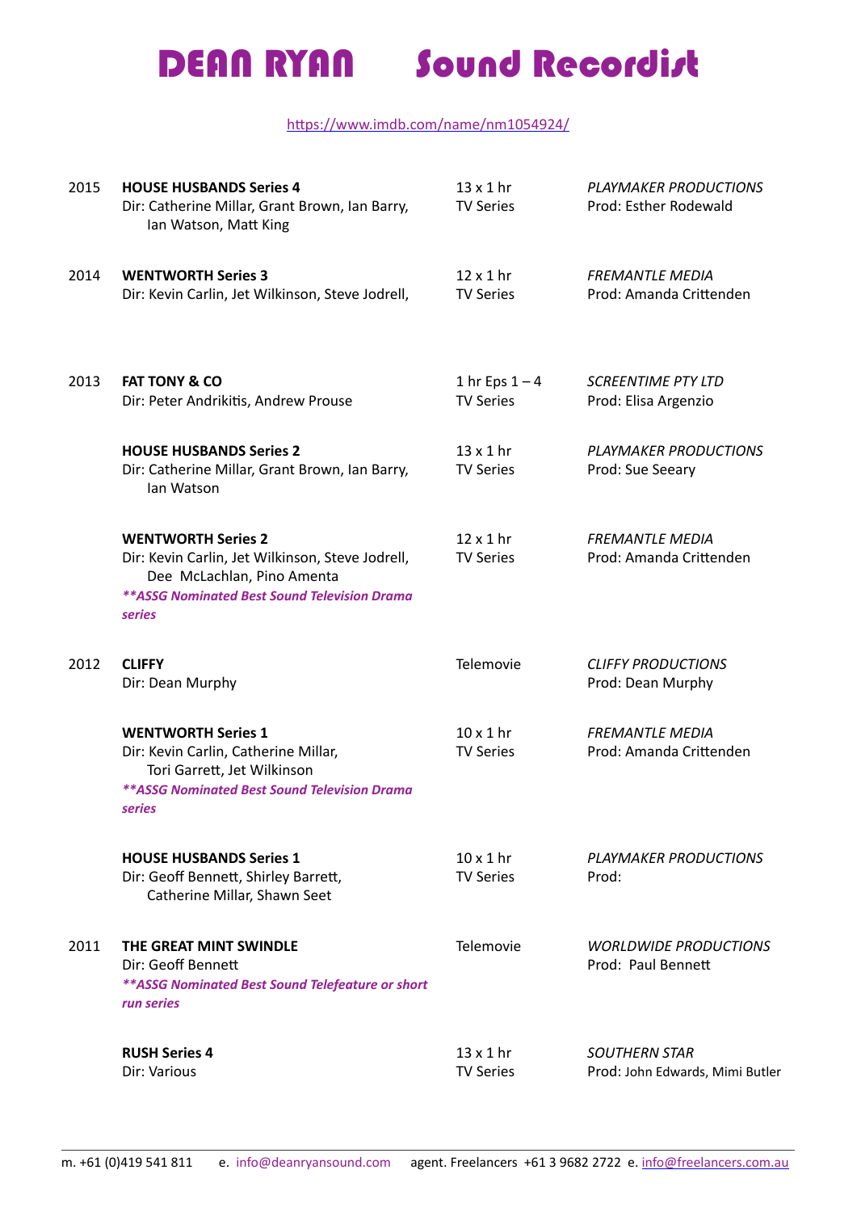# DEAN RYAN Sound Recordist

https://www.imdb.com/name/nm1054924/

| Year | Production | Format | Company |
|---|---|---|---|
| 2015 | **HOUSE HUSBANDS Series 4**<br>Dir: Catherine Millar, Grant Brown, Ian Barry, Ian Watson, Matt King | 13 x 1 hr<br>TV Series | *PLAYMAKER PRODUCTIONS*<br>Prod: Esther Rodewald |
| 2014 | **WENTWORTH Series 3**<br>Dir: Kevin Carlin, Jet Wilkinson, Steve Jodrell, | 12 x 1 hr<br>TV Series | *FREMANTLE MEDIA*<br>Prod: Amanda Crittenden |
| 2013 | **FAT TONY & CO**<br>Dir: Peter Andrikitis, Andrew Prouse | 1 hr Eps 1 – 4<br>TV Series | *SCREENTIME PTY LTD*<br>Prod: Elisa Argenzio |
| | **HOUSE HUSBANDS Series 2**<br>Dir: Catherine Millar, Grant Brown, Ian Barry, Ian Watson | 13 x 1 hr<br>TV Series | *PLAYMAKER PRODUCTIONS*<br>Prod: Sue Seeary |
| | **WENTWORTH Series 2**<br>Dir: Kevin Carlin, Jet Wilkinson, Steve Jodrell, Dee McLachlan, Pino Amenta<br>***\*\*ASSG Nominated Best Sound Television Drama series*** | 12 x 1 hr<br>TV Series | *FREMANTLE MEDIA*<br>Prod: Amanda Crittenden |
| 2012 | **CLIFFY**<br>Dir: Dean Murphy | Telemovie | *CLIFFY PRODUCTIONS*<br>Prod: Dean Murphy |
| | **WENTWORTH Series 1**<br>Dir: Kevin Carlin, Catherine Millar, Tori Garrett, Jet Wilkinson<br>***\*\*ASSG Nominated Best Sound Television Drama series*** | 10 x 1 hr<br>TV Series | *FREMANTLE MEDIA*<br>Prod: Amanda Crittenden |
| | **HOUSE HUSBANDS Series 1**<br>Dir: Geoff Bennett, Shirley Barrett, Catherine Millar, Shawn Seet | 10 x 1 hr<br>TV Series | *PLAYMAKER PRODUCTIONS*<br>Prod: |
| 2011 | **THE GREAT MINT SWINDLE**<br>Dir: Geoff Bennett<br>***\*\*ASSG Nominated Best Sound Telefeature or short run series*** | Telemovie | *WORLDWIDE PRODUCTIONS*<br>Prod: Paul Bennett |
| | **RUSH Series 4**<br>Dir: Various | 13 x 1 hr<br>TV Series | *SOUTHERN STAR*<br>Prod: John Edwards, Mimi Butler |

m. +61 (0)419 541 811 e. info@deanryansound.com agent. Freelancers +61 3 9682 2722 e. info@freelancers.com.au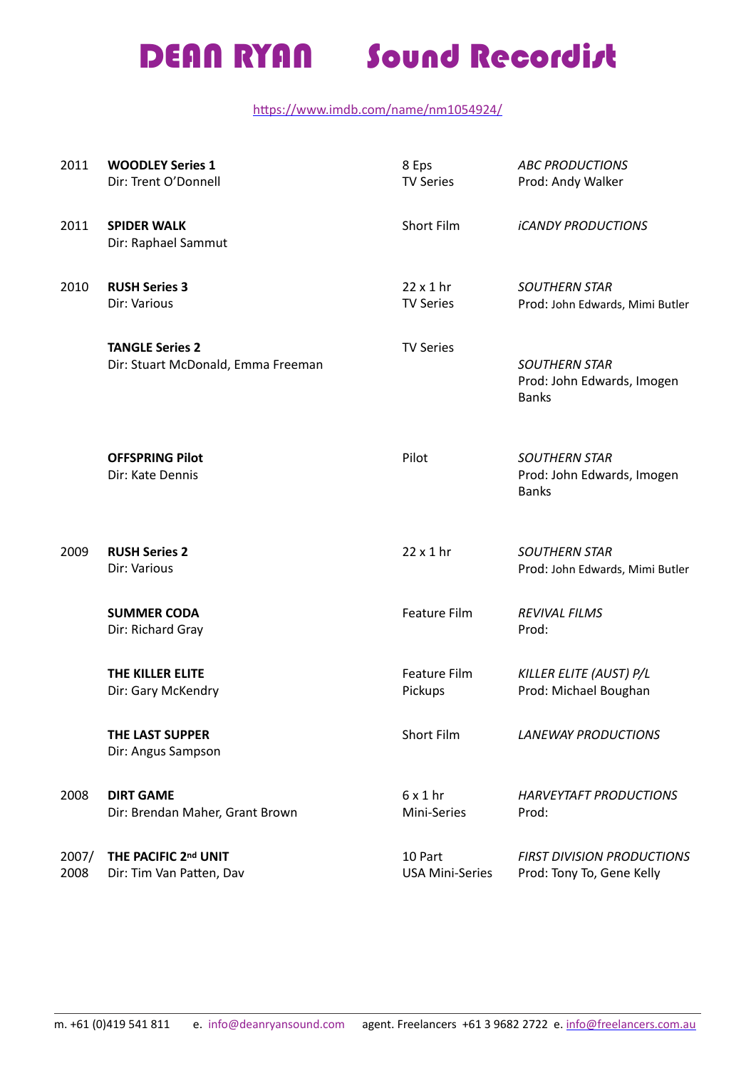# DEAN RYAN Sound Recordist

[https://www.imdb.com/name/nm1054924/](https://www.imdb.com/name/nm1054924/)

| Year | Production | Format | Company |
|---|---|---|---|
| 2011 | **WOODLEY Series 1**<br>Dir: Trent O'Donnell | 8 Eps<br>TV Series | *ABC PRODUCTIONS*<br>Prod: Andy Walker |
| 2011 | **SPIDER WALK**<br>Dir: Raphael Sammut | Short Film | *iCANDY PRODUCTIONS* |
| 2010 | **RUSH Series 3**<br>Dir: Various | 22 x 1 hr<br>TV Series | *SOUTHERN STAR*<br>Prod: John Edwards, Mimi Butler |
| | **TANGLE Series 2**<br>Dir: Stuart McDonald, Emma Freeman | TV Series | *SOUTHERN STAR*<br>Prod: John Edwards, Imogen Banks |
| | **OFFSPRING Pilot**<br>Dir: Kate Dennis | Pilot | *SOUTHERN STAR*<br>Prod: John Edwards, Imogen Banks |
| 2009 | **RUSH Series 2**<br>Dir: Various | 22 x 1 hr | *SOUTHERN STAR*<br>Prod: John Edwards, Mimi Butler |
| | **SUMMER CODA**<br>Dir: Richard Gray | Feature Film | *REVIVAL FILMS*<br>Prod: |
| | **THE KILLER ELITE**<br>Dir: Gary McKendry | Feature Film<br>Pickups | *KILLER ELITE (AUST) P/L*<br>Prod: Michael Boughan |
| | **THE LAST SUPPER**<br>Dir: Angus Sampson | Short Film | *LANEWAY PRODUCTIONS* |
| 2008 | **DIRT GAME**<br>Dir: Brendan Maher, Grant Brown | 6 x 1 hr<br>Mini-Series | *HARVEYTAFT PRODUCTIONS*<br>Prod: |
| 2007/<br>2008 | **THE PACIFIC 2nd UNIT**<br>Dir: Tim Van Patten, Dav | 10 Part<br>USA Mini-Series | *FIRST DIVISION PRODUCTIONS*<br>Prod: Tony To, Gene Kelly |

m. +61 (0)419 541 811 e. info@deanryansound.com agent. Freelancers +61 3 9682 2722 e. info@freelancers.com.au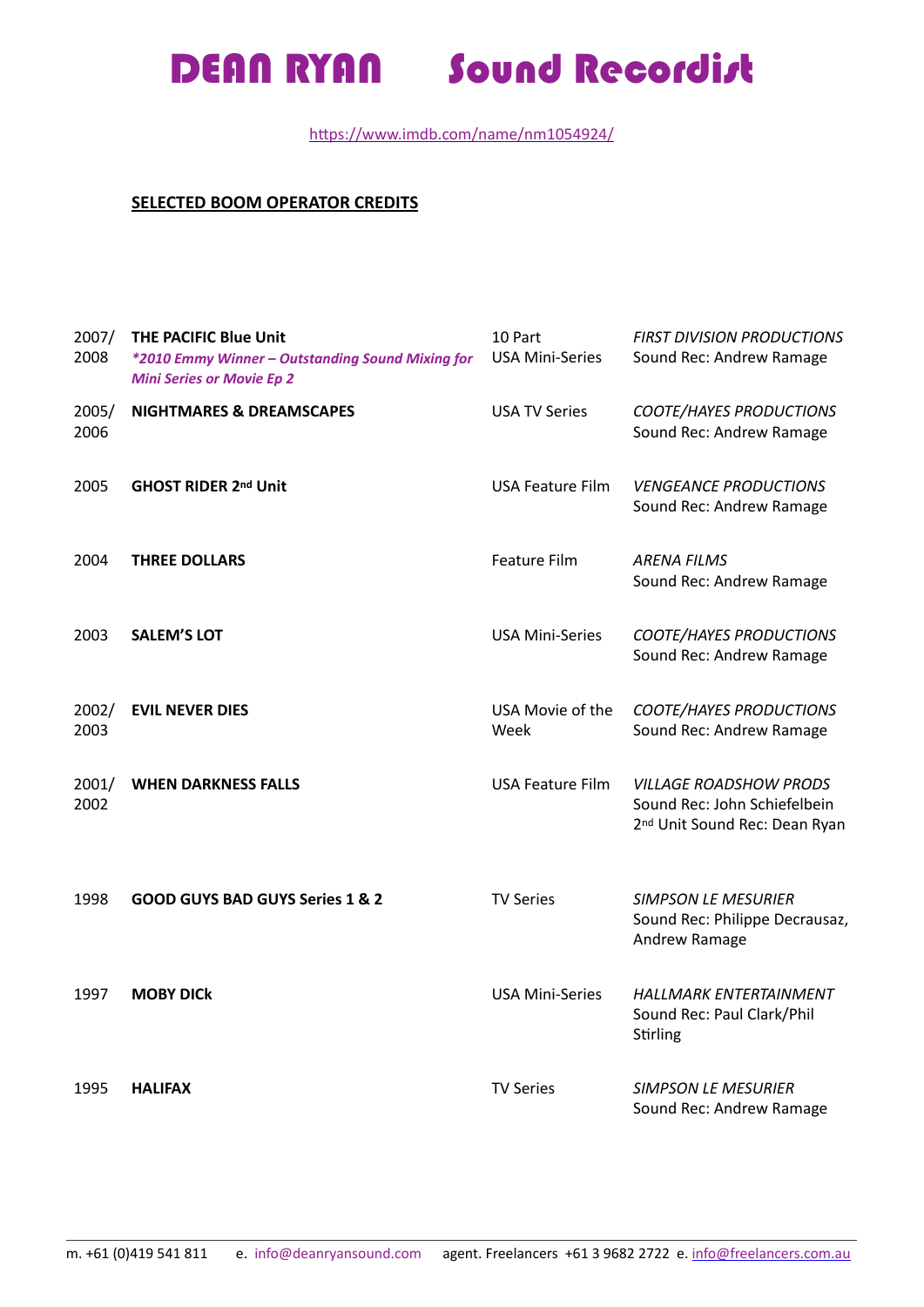# DEAN RYAN Sound Recordist

https://www.imdb.com/name/nm1054924/

**SELECTED BOOM OPERATOR CREDITS**

| Year | Title | Type | Production |
|---|---|---|---|
| 2007/ 2008 | **THE PACIFIC Blue Unit** *\*2010 Emmy Winner – Outstanding Sound Mixing for Mini Series or Movie Ep 2* | 10 Part USA Mini-Series | *FIRST DIVISION PRODUCTIONS* Sound Rec: Andrew Ramage |
| 2005/ 2006 | **NIGHTMARES & DREAMSCAPES** | USA TV Series | *COOTE/HAYES PRODUCTIONS* Sound Rec: Andrew Ramage |
| 2005 | **GHOST RIDER 2nd Unit** | USA Feature Film | *VENGEANCE PRODUCTIONS* Sound Rec: Andrew Ramage |
| 2004 | **THREE DOLLARS** | Feature Film | *ARENA FILMS* Sound Rec: Andrew Ramage |
| 2003 | **SALEM'S LOT** | USA Mini-Series | *COOTE/HAYES PRODUCTIONS* Sound Rec: Andrew Ramage |
| 2002/ 2003 | **EVIL NEVER DIES** | USA Movie of the Week | *COOTE/HAYES PRODUCTIONS* Sound Rec: Andrew Ramage |
| 2001/ 2002 | **WHEN DARKNESS FALLS** | USA Feature Film | *VILLAGE ROADSHOW PRODS* Sound Rec: John Schiefelbein 2nd Unit Sound Rec: Dean Ryan |
| 1998 | **GOOD GUYS BAD GUYS Series 1 & 2** | TV Series | *SIMPSON LE MESURIER* Sound Rec: Philippe Decrausaz, Andrew Ramage |
| 1997 | **MOBY DICk** | USA Mini-Series | *HALLMARK ENTERTAINMENT* Sound Rec: Paul Clark/Phil Stirling |
| 1995 | **HALIFAX** | TV Series | *SIMPSON LE MESURIER* Sound Rec: Andrew Ramage |

m. +61 (0)419 541 811  e. info@deanryansound.com  agent. Freelancers +61 3 9682 2722 e. info@freelancers.com.au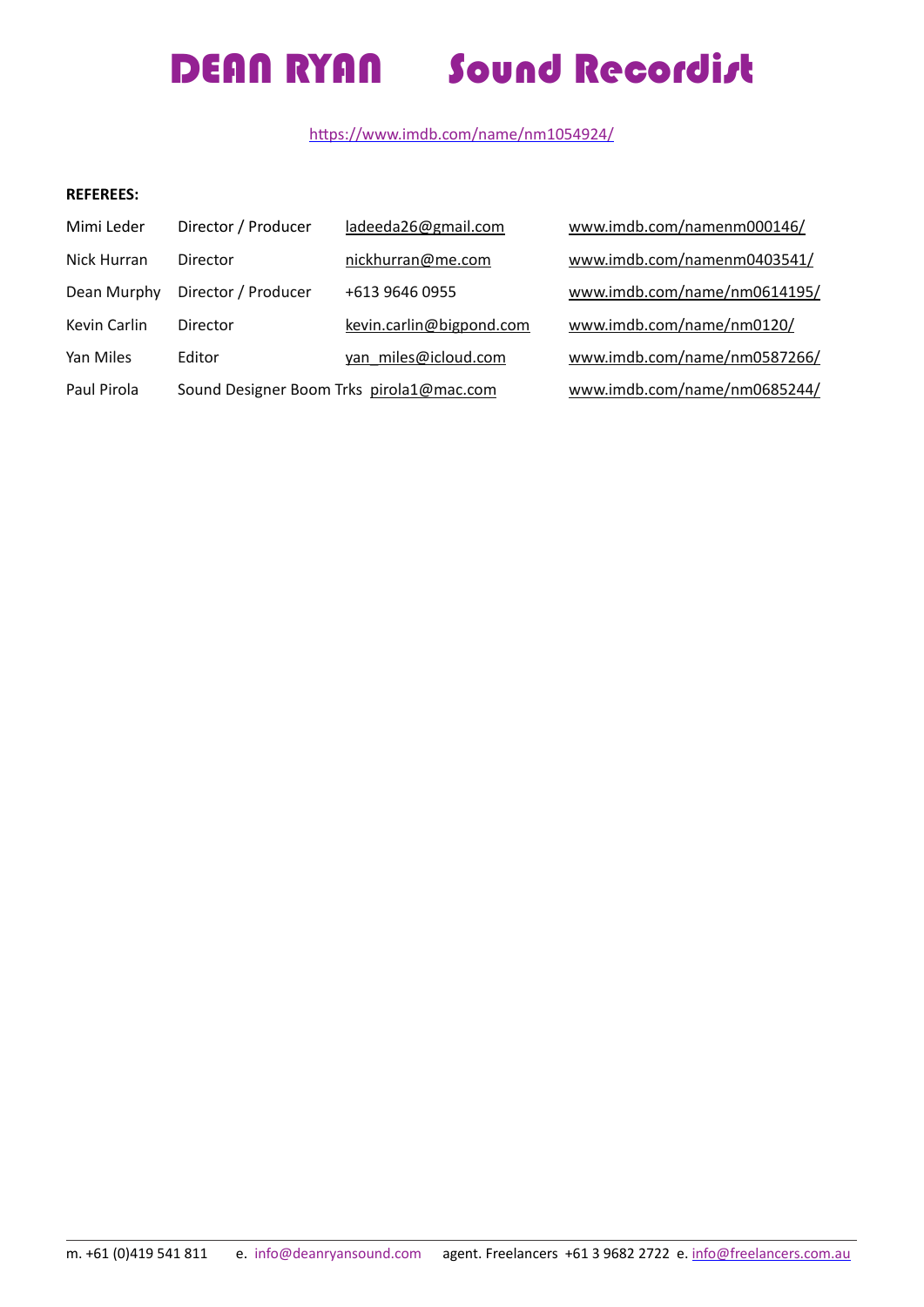# DEAN RYAN Sound Recordist

https://www.imdb.com/name/nm1054924/

**REFEREES:**

| | | | |
|---|---|---|---|
| Mimi Leder | Director / Producer | ladeeda26@gmail.com | www.imdb.com/namenm000146/ |
| Nick Hurran | Director | nickhurran@me.com | www.imdb.com/namenm0403541/ |
| Dean Murphy | Director / Producer | +613 9646 0955 | www.imdb.com/name/nm0614195/ |
| Kevin Carlin | Director | kevin.carlin@bigpond.com | www.imdb.com/name/nm0120/ |
| Yan Miles | Editor | yan_miles@icloud.com | www.imdb.com/name/nm0587266/ |
| Paul Pirola | Sound Designer Boom Trks | pirola1@mac.com | www.imdb.com/name/nm0685244/ |

m. +61 (0)419 541 811 e. info@deanryansound.com agent. Freelancers +61 3 9682 2722 e. info@freelancers.com.au